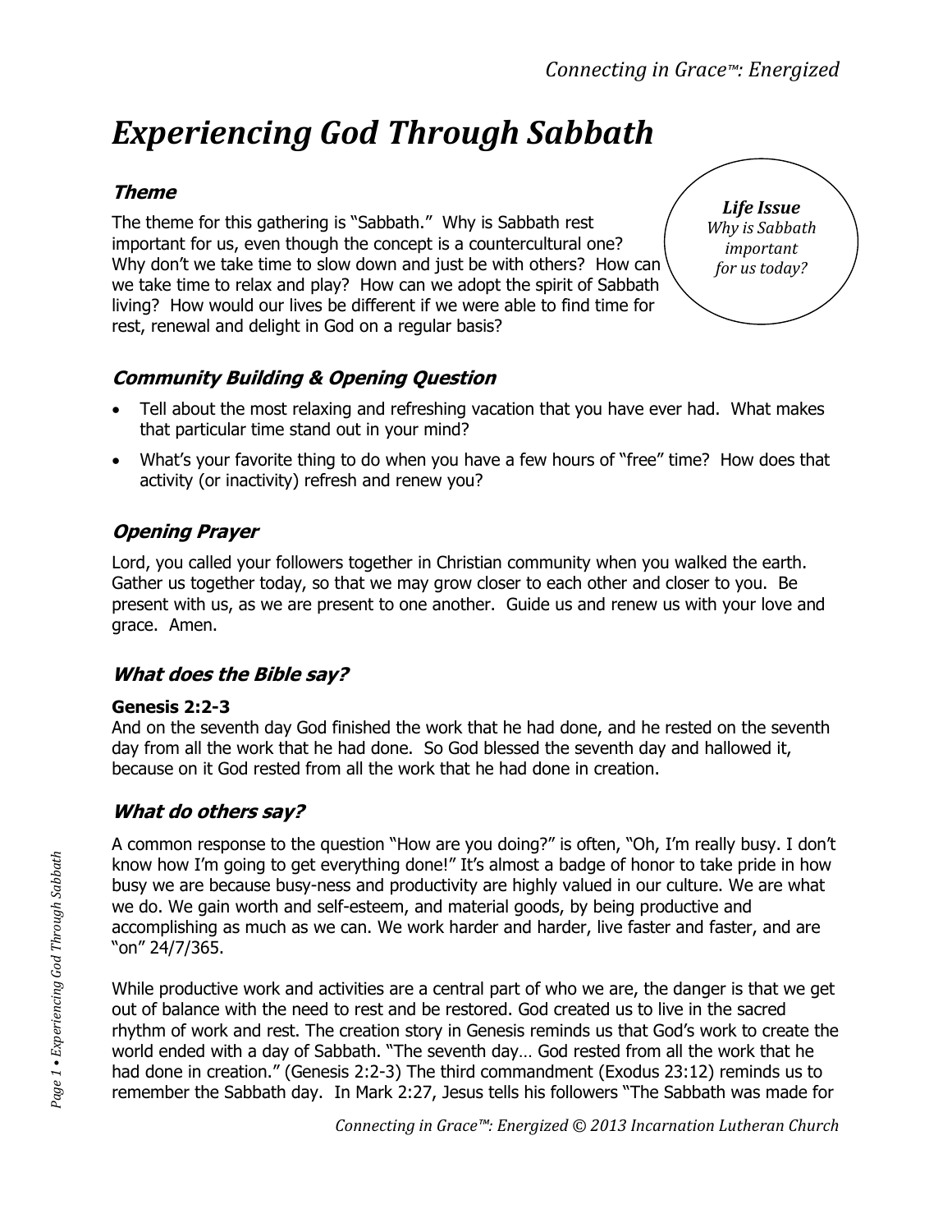# *Experiencing God Through Sabbath*

## *Theme*

The theme for this gathering is "Sabbath." Why is Sabbath rest important for us, even though the concept is a countercultural one? Why don't we take time to slow down and just be with others? How can we take time to relax and play? How can we adopt the spirit of Sabbath living? How would our lives be different if we were able to find time for rest, renewal and delight in God on a regular basis?

***Life Issue***
*Why is Sabbath important for us today?*

## *Community Building & Opening Question*

- Tell about the most relaxing and refreshing vacation that you have ever had. What makes that particular time stand out in your mind?
- What's your favorite thing to do when you have a few hours of "free" time? How does that activity (or inactivity) refresh and renew you?

## *Opening Prayer*

Lord, you called your followers together in Christian community when you walked the earth. Gather us together today, so that we may grow closer to each other and closer to you. Be present with us, as we are present to one another. Guide us and renew us with your love and grace. Amen.

## *What does the Bible say?*

**Genesis 2:2-3**
And on the seventh day God finished the work that he had done, and he rested on the seventh day from all the work that he had done. So God blessed the seventh day and hallowed it, because on it God rested from all the work that he had done in creation.

## *What do others say?*

A common response to the question "How are you doing?" is often, "Oh, I'm really busy. I don't know how I'm going to get everything done!" It's almost a badge of honor to take pride in how busy we are because busy-ness and productivity are highly valued in our culture. We are what we do. We gain worth and self-esteem, and material goods, by being productive and accomplishing as much as we can. We work harder and harder, live faster and faster, and are "on" 24/7/365.

While productive work and activities are a central part of who we are, the danger is that we get out of balance with the need to rest and be restored. God created us to live in the sacred rhythm of work and rest. The creation story in Genesis reminds us that God's work to create the world ended with a day of Sabbath. "The seventh day… God rested from all the work that he had done in creation." (Genesis 2:2-3) The third commandment (Exodus 23:12) reminds us to remember the Sabbath day. In Mark 2:27, Jesus tells his followers "The Sabbath was made for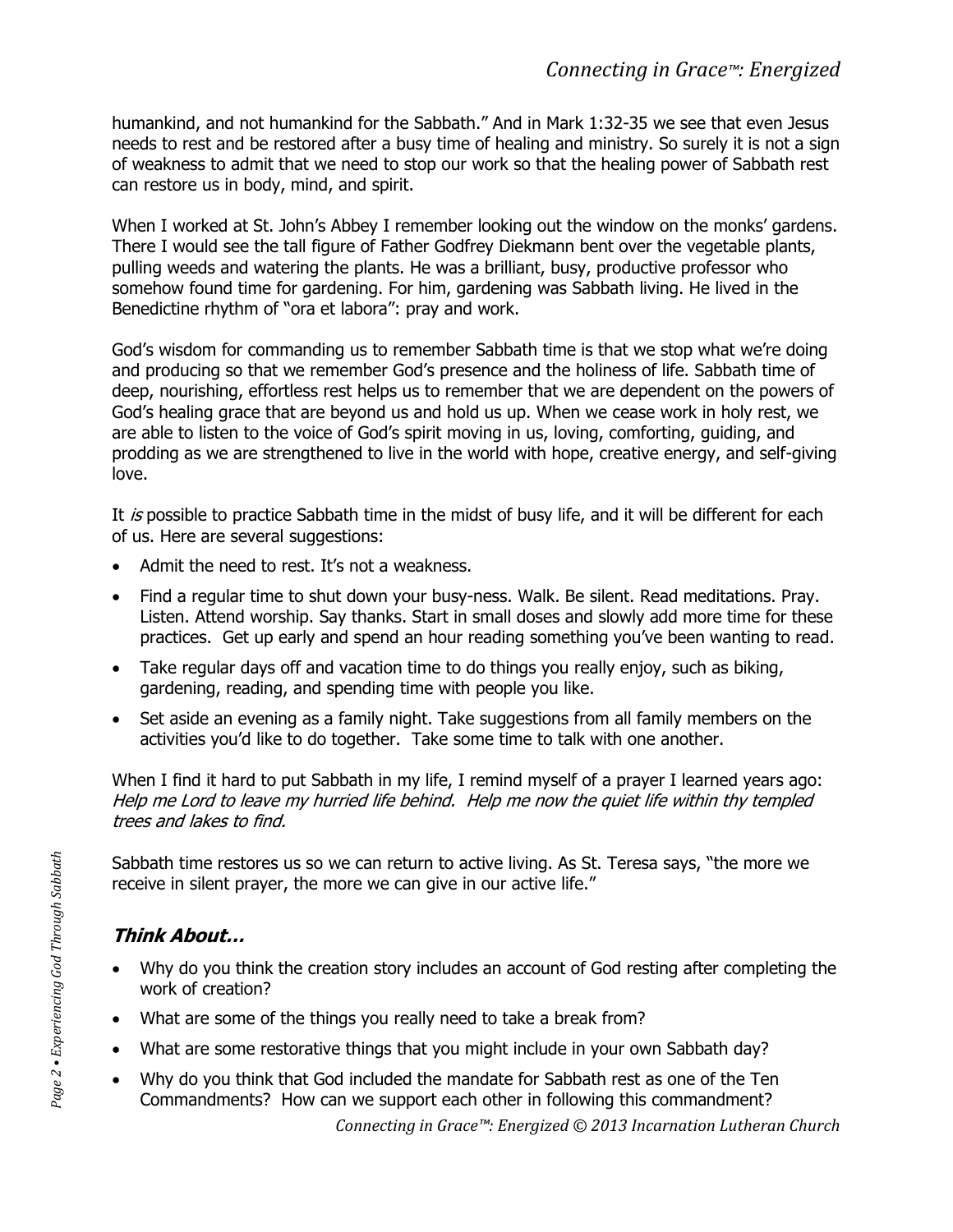humankind, and not humankind for the Sabbath." And in Mark 1:32-35 we see that even Jesus needs to rest and be restored after a busy time of healing and ministry. So surely it is not a sign of weakness to admit that we need to stop our work so that the healing power of Sabbath rest can restore us in body, mind, and spirit.

When I worked at St. John's Abbey I remember looking out the window on the monks' gardens. There I would see the tall figure of Father Godfrey Diekmann bent over the vegetable plants, pulling weeds and watering the plants. He was a brilliant, busy, productive professor who somehow found time for gardening. For him, gardening was Sabbath living. He lived in the Benedictine rhythm of "ora et labora": pray and work.

God's wisdom for commanding us to remember Sabbath time is that we stop what we're doing and producing so that we remember God's presence and the holiness of life. Sabbath time of deep, nourishing, effortless rest helps us to remember that we are dependent on the powers of God's healing grace that are beyond us and hold us up. When we cease work in holy rest, we are able to listen to the voice of God's spirit moving in us, loving, comforting, guiding, and prodding as we are strengthened to live in the world with hope, creative energy, and self-giving love.

It *is* possible to practice Sabbath time in the midst of busy life, and it will be different for each of us. Here are several suggestions:

- Admit the need to rest. It's not a weakness.
- Find a regular time to shut down your busy-ness. Walk. Be silent. Read meditations. Pray. Listen. Attend worship. Say thanks. Start in small doses and slowly add more time for these practices. Get up early and spend an hour reading something you've been wanting to read.
- Take regular days off and vacation time to do things you really enjoy, such as biking, gardening, reading, and spending time with people you like.
- Set aside an evening as a family night. Take suggestions from all family members on the activities you'd like to do together. Take some time to talk with one another.

When I find it hard to put Sabbath in my life, I remind myself of a prayer I learned years ago: *Help me Lord to leave my hurried life behind. Help me now the quiet life within thy templed trees and lakes to find.*

Sabbath time restores us so we can return to active living. As St. Teresa says, "the more we receive in silent prayer, the more we can give in our active life."

### *Think About…*

- Why do you think the creation story includes an account of God resting after completing the work of creation?
- What are some of the things you really need to take a break from?
- What are some restorative things that you might include in your own Sabbath day?
- Why do you think that God included the mandate for Sabbath rest as one of the Ten Commandments? How can we support each other in following this commandment?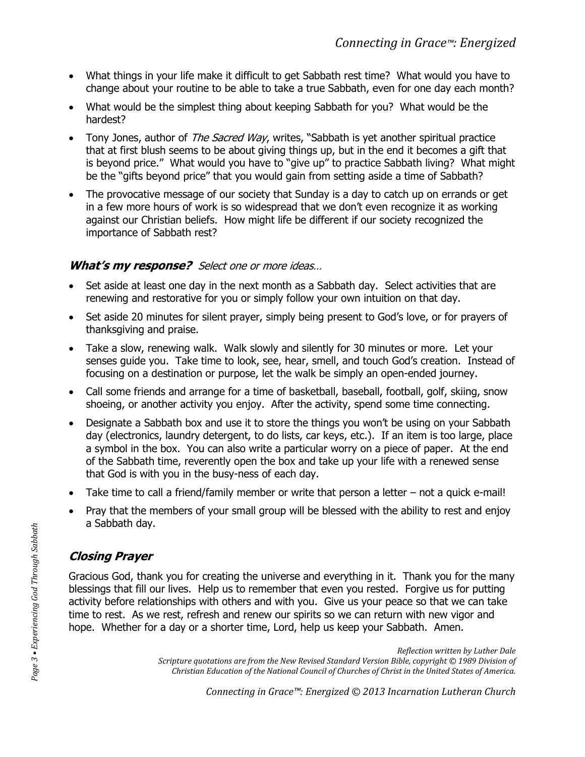- What things in your life make it difficult to get Sabbath rest time? What would you have to change about your routine to be able to take a true Sabbath, even for one day each month?
- What would be the simplest thing about keeping Sabbath for you? What would be the hardest?
- Tony Jones, author of *The Sacred Way*, writes, "Sabbath is yet another spiritual practice that at first blush seems to be about giving things up, but in the end it becomes a gift that is beyond price." What would you have to "give up" to practice Sabbath living? What might be the "gifts beyond price" that you would gain from setting aside a time of Sabbath?
- The provocative message of our society that Sunday is a day to catch up on errands or get in a few more hours of work is so widespread that we don't even recognize it as working against our Christian beliefs. How might life be different if our society recognized the importance of Sabbath rest?

### ***What's my response?*** *Select one or more ideas…*

- Set aside at least one day in the next month as a Sabbath day. Select activities that are renewing and restorative for you or simply follow your own intuition on that day.
- Set aside 20 minutes for silent prayer, simply being present to God's love, or for prayers of thanksgiving and praise.
- Take a slow, renewing walk. Walk slowly and silently for 30 minutes or more. Let your senses guide you. Take time to look, see, hear, smell, and touch God's creation. Instead of focusing on a destination or purpose, let the walk be simply an open-ended journey.
- Call some friends and arrange for a time of basketball, baseball, football, golf, skiing, snow shoeing, or another activity you enjoy. After the activity, spend some time connecting.
- Designate a Sabbath box and use it to store the things you won't be using on your Sabbath day (electronics, laundry detergent, to do lists, car keys, etc.). If an item is too large, place a symbol in the box. You can also write a particular worry on a piece of paper. At the end of the Sabbath time, reverently open the box and take up your life with a renewed sense that God is with you in the busy-ness of each day.
- Take time to call a friend/family member or write that person a letter – not a quick e-mail!
- Pray that the members of your small group will be blessed with the ability to rest and enjoy a Sabbath day.

### ***Closing Prayer***

Gracious God, thank you for creating the universe and everything in it. Thank you for the many blessings that fill our lives. Help us to remember that even you rested. Forgive us for putting activity before relationships with others and with you. Give us your peace so that we can take time to rest. As we rest, refresh and renew our spirits so we can return with new vigor and hope. Whether for a day or a shorter time, Lord, help us keep your Sabbath. Amen.

*Reflection written by Luther Dale*
*Scripture quotations are from the New Revised Standard Version Bible, copyright © 1989 Division of Christian Education of the National Council of Churches of Christ in the United States of America.*

*Connecting in Grace™: Energized © 2013 Incarnation Lutheran Church*